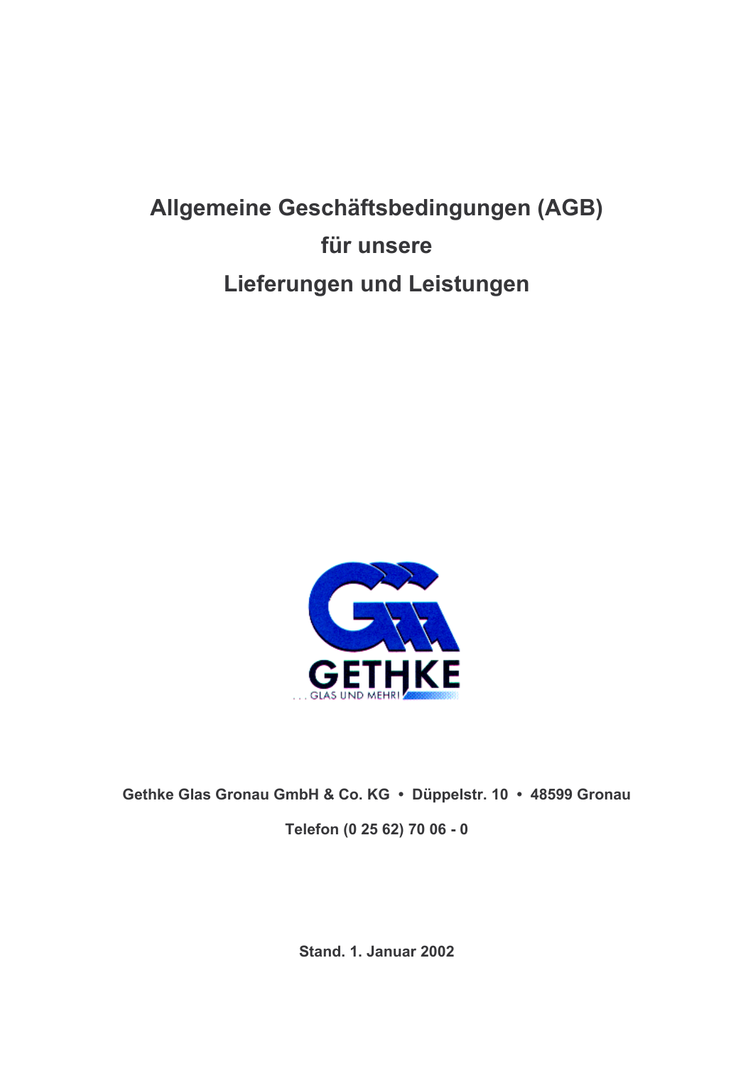# Allgemeine Geschäftsbedingungen (AGB)
# für unsere
# Lieferungen und Leistungen

GETHKE

. . . GLAS UND MEHR!

**Gethke Glas Gronau GmbH & Co. KG • Düppelstr. 10 • 48599 Gronau**

**Telefon (0 25 62) 70 06 - 0**

**Stand. 1. Januar 2002**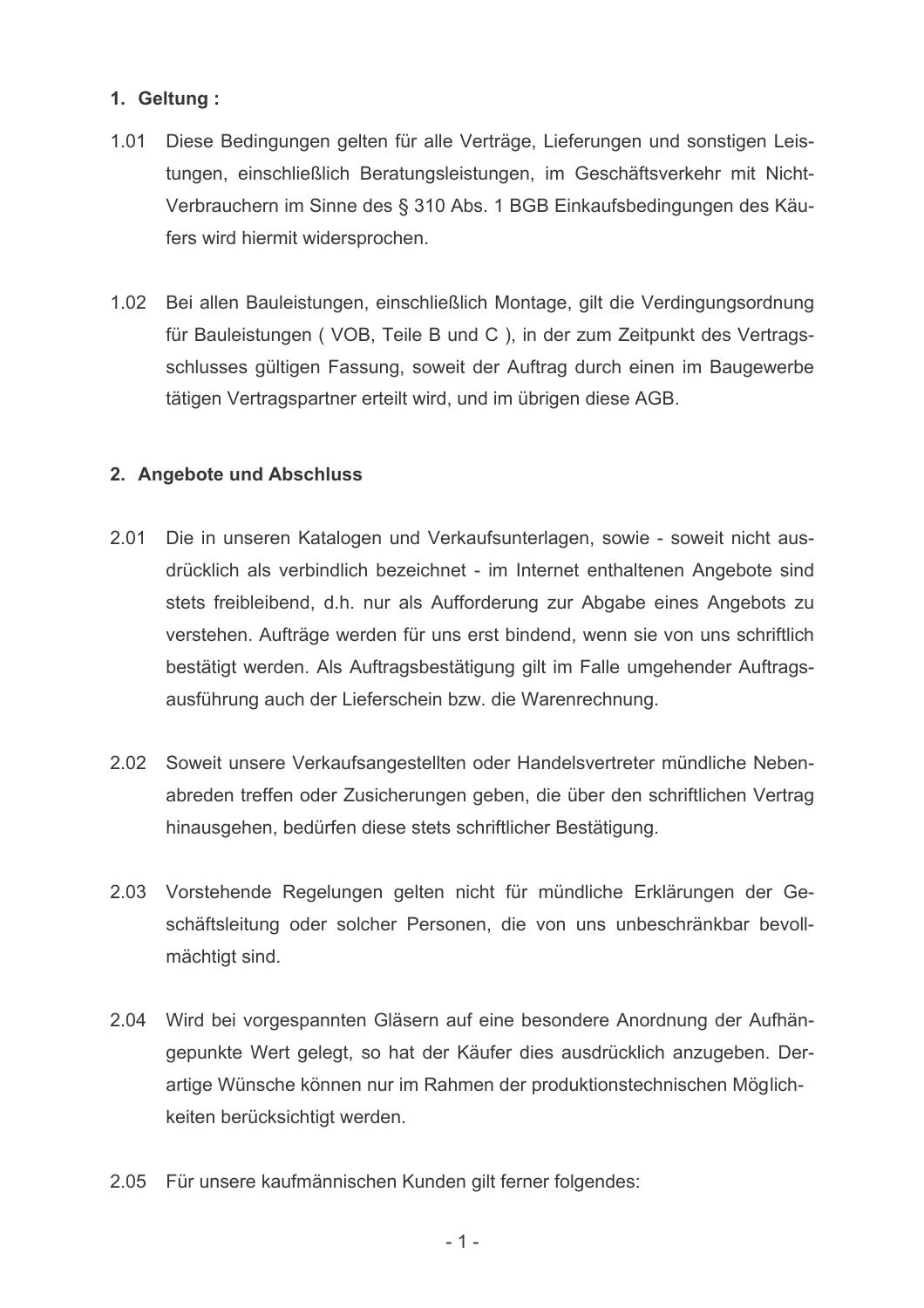## 1. Geltung :

1.01 Diese Bedingungen gelten für alle Verträge, Lieferungen und sonstigen Leistungen, einschließlich Beratungsleistungen, im Geschäftsverkehr mit Nicht-Verbrauchern im Sinne des § 310 Abs. 1 BGB Einkaufsbedingungen des Käufers wird hiermit widersprochen.

1.02 Bei allen Bauleistungen, einschließlich Montage, gilt die Verdingungsordnung für Bauleistungen ( VOB, Teile B und C ), in der zum Zeitpunkt des Vertragsschlusses gültigen Fassung, soweit der Auftrag durch einen im Baugewerbe tätigen Vertragspartner erteilt wird, und im übrigen diese AGB.

## 2. Angebote und Abschluss

2.01 Die in unseren Katalogen und Verkaufsunterlagen, sowie - soweit nicht ausdrücklich als verbindlich bezeichnet - im Internet enthaltenen Angebote sind stets freibleibend, d.h. nur als Aufforderung zur Abgabe eines Angebots zu verstehen. Aufträge werden für uns erst bindend, wenn sie von uns schriftlich bestätigt werden. Als Auftragsbestätigung gilt im Falle umgehender Auftragsausführung auch der Lieferschein bzw. die Warenrechnung.

2.02 Soweit unsere Verkaufsangestellten oder Handelsvertreter mündliche Nebenabreden treffen oder Zusicherungen geben, die über den schriftlichen Vertrag hinausgehen, bedürfen diese stets schriftlicher Bestätigung.

2.03 Vorstehende Regelungen gelten nicht für mündliche Erklärungen der Geschäftsleitung oder solcher Personen, die von uns unbeschränkbar bevollmächtigt sind.

2.04 Wird bei vorgespannten Gläsern auf eine besondere Anordnung der Aufhängepunkte Wert gelegt, so hat der Käufer dies ausdrücklich anzugeben. Derartige Wünsche können nur im Rahmen der produktionstechnischen Möglichkeiten berücksichtigt werden.

2.05 Für unsere kaufmännischen Kunden gilt ferner folgendes: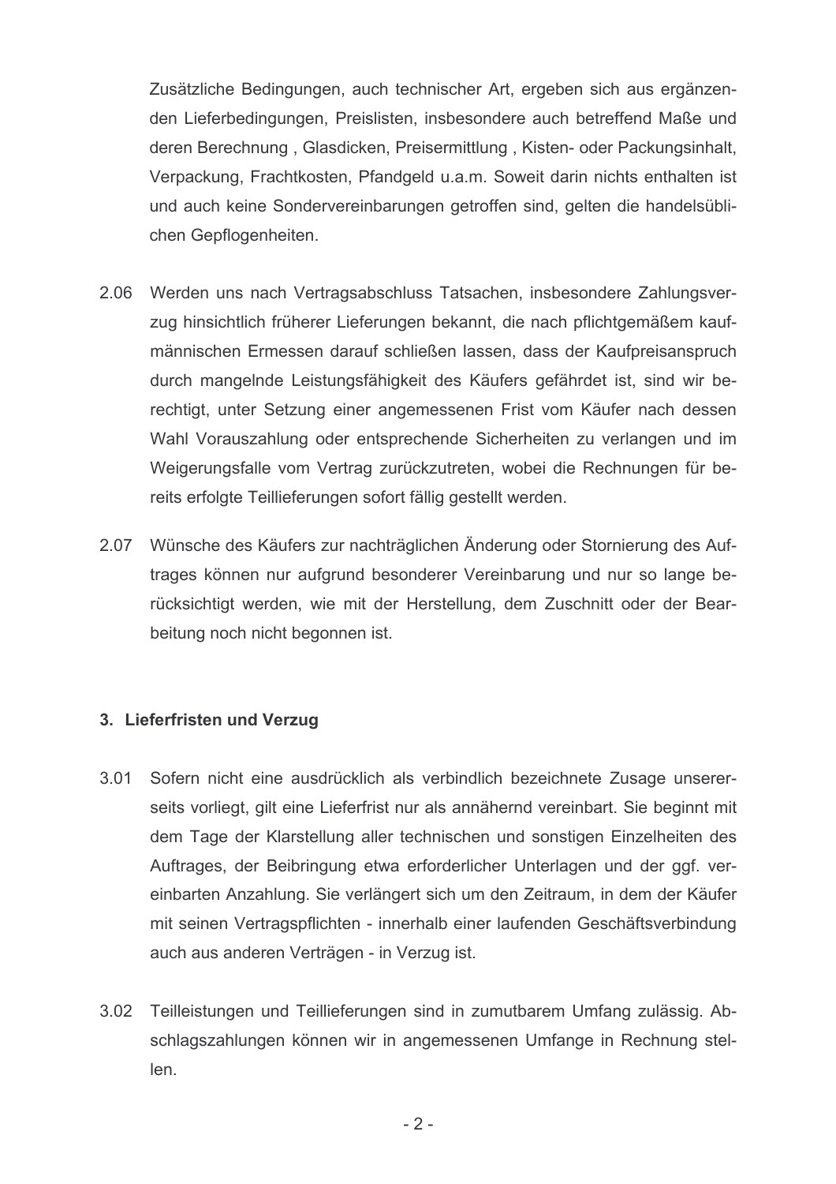Zusätzliche Bedingungen, auch technischer Art, ergeben sich aus ergänzenden Lieferbedingungen, Preislisten, insbesondere auch betreffend Maße und deren Berechnung , Glasdicken, Preisermittlung , Kisten- oder Packungsinhalt, Verpackung, Frachtkosten, Pfandgeld u.a.m. Soweit darin nichts enthalten ist und auch keine Sondervereinbarungen getroffen sind, gelten die handelsüblichen Gepflogenheiten.

2.06 Werden uns nach Vertragsabschluss Tatsachen, insbesondere Zahlungsverzug hinsichtlich früherer Lieferungen bekannt, die nach pflichtgemäßem kaufmännischen Ermessen darauf schließen lassen, dass der Kaufpreisanspruch durch mangelnde Leistungsfähigkeit des Käufers gefährdet ist, sind wir berechtigt, unter Setzung einer angemessenen Frist vom Käufer nach dessen Wahl Vorauszahlung oder entsprechende Sicherheiten zu verlangen und im Weigerungsfalle vom Vertrag zurückzutreten, wobei die Rechnungen für bereits erfolgte Teillieferungen sofort fällig gestellt werden.

2.07 Wünsche des Käufers zur nachträglichen Änderung oder Stornierung des Auftrages können nur aufgrund besonderer Vereinbarung und nur so lange berücksichtigt werden, wie mit der Herstellung, dem Zuschnitt oder der Bearbeitung noch nicht begonnen ist.

### 3. Lieferfristen und Verzug

3.01 Sofern nicht eine ausdrücklich als verbindlich bezeichnete Zusage unsererseits vorliegt, gilt eine Lieferfrist nur als annähernd vereinbart. Sie beginnt mit dem Tage der Klarstellung aller technischen und sonstigen Einzelheiten des Auftrages, der Beibringung etwa erforderlicher Unterlagen und der ggf. vereinbarten Anzahlung. Sie verlängert sich um den Zeitraum, in dem der Käufer mit seinen Vertragspflichten - innerhalb einer laufenden Geschäftsverbindung auch aus anderen Verträgen - in Verzug ist.

3.02 Teilleistungen und Teillieferungen sind in zumutbarem Umfang zulässig. Abschlagszahlungen können wir in angemessenen Umfange in Rechnung stellen.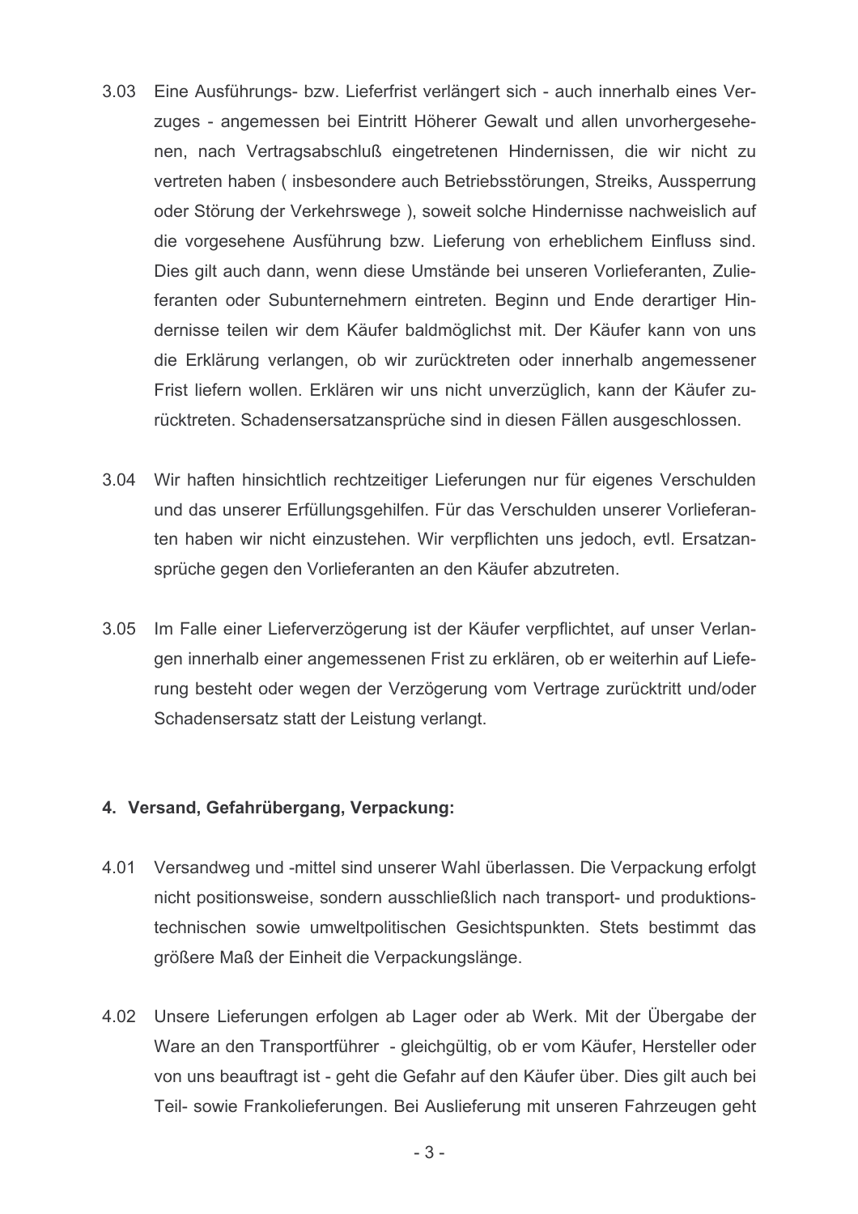3.03 Eine Ausführungs- bzw. Lieferfrist verlängert sich - auch innerhalb eines Verzuges - angemessen bei Eintritt Höherer Gewalt und allen unvorhergesehenen, nach Vertragsabschluß eingetretenen Hindernissen, die wir nicht zu vertreten haben ( insbesondere auch Betriebsstörungen, Streiks, Aussperrung oder Störung der Verkehrswege ), soweit solche Hindernisse nachweislich auf die vorgesehene Ausführung bzw. Lieferung von erheblichem Einfluss sind. Dies gilt auch dann, wenn diese Umstände bei unseren Vorlieferanten, Zulieferanten oder Subunternehmern eintreten. Beginn und Ende derartiger Hindernisse teilen wir dem Käufer baldmöglichst mit. Der Käufer kann von uns die Erklärung verlangen, ob wir zurücktreten oder innerhalb angemessener Frist liefern wollen. Erklären wir uns nicht unverzüglich, kann der Käufer zurücktreten. Schadensersatzansprüche sind in diesen Fällen ausgeschlossen.

3.04 Wir haften hinsichtlich rechtzeitiger Lieferungen nur für eigenes Verschulden und das unserer Erfüllungsgehilfen. Für das Verschulden unserer Vorlieferanten haben wir nicht einzustehen. Wir verpflichten uns jedoch, evtl. Ersatzansprüche gegen den Vorlieferanten an den Käufer abzutreten.

3.05 Im Falle einer Lieferverzögerung ist der Käufer verpflichtet, auf unser Verlangen innerhalb einer angemessenen Frist zu erklären, ob er weiterhin auf Lieferung besteht oder wegen der Verzögerung vom Vertrage zurücktritt und/oder Schadensersatz statt der Leistung verlangt.

**4. Versand, Gefahrübergang, Verpackung:**

4.01 Versandweg und -mittel sind unserer Wahl überlassen. Die Verpackung erfolgt nicht positionsweise, sondern ausschließlich nach transport- und produktionstechnischen sowie umweltpolitischen Gesichtspunkten. Stets bestimmt das größere Maß der Einheit die Verpackungslänge.

4.02 Unsere Lieferungen erfolgen ab Lager oder ab Werk. Mit der Übergabe der Ware an den Transportführer - gleichgültig, ob er vom Käufer, Hersteller oder von uns beauftragt ist - geht die Gefahr auf den Käufer über. Dies gilt auch bei Teil- sowie Frankolieferungen. Bei Auslieferung mit unseren Fahrzeugen geht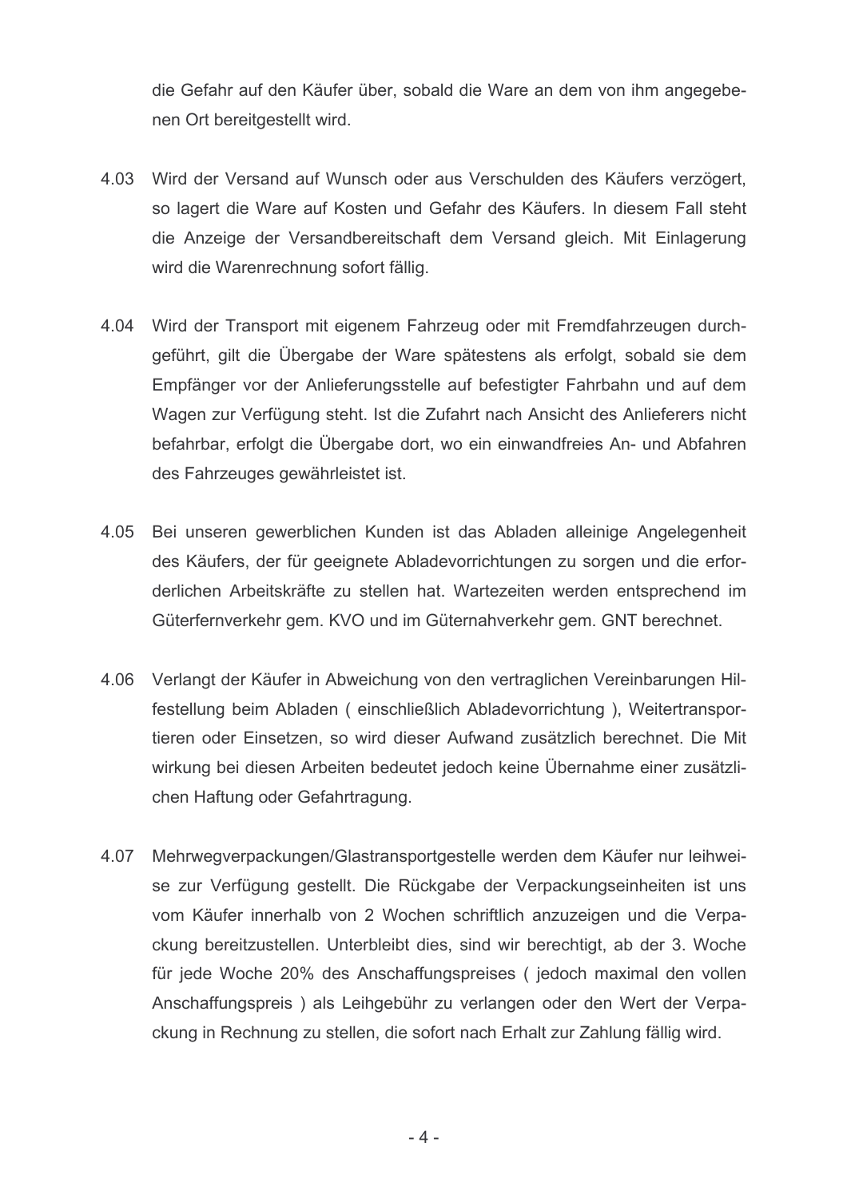die Gefahr auf den Käufer über, sobald die Ware an dem von ihm angegebenen Ort bereitgestellt wird.

4.03 Wird der Versand auf Wunsch oder aus Verschulden des Käufers verzögert, so lagert die Ware auf Kosten und Gefahr des Käufers. In diesem Fall steht die Anzeige der Versandbereitschaft dem Versand gleich. Mit Einlagerung wird die Warenrechnung sofort fällig.

4.04 Wird der Transport mit eigenem Fahrzeug oder mit Fremdfahrzeugen durchgeführt, gilt die Übergabe der Ware spätestens als erfolgt, sobald sie dem Empfänger vor der Anlieferungsstelle auf befestigter Fahrbahn und auf dem Wagen zur Verfügung steht. Ist die Zufahrt nach Ansicht des Anlieferers nicht befahrbar, erfolgt die Übergabe dort, wo ein einwandfreies An- und Abfahren des Fahrzeuges gewährleistet ist.

4.05 Bei unseren gewerblichen Kunden ist das Abladen alleinige Angelegenheit des Käufers, der für geeignete Abladevorrichtungen zu sorgen und die erforderlichen Arbeitskräfte zu stellen hat. Wartezeiten werden entsprechend im Güterfernverkehr gem. KVO und im Güternahverkehr gem. GNT berechnet.

4.06 Verlangt der Käufer in Abweichung von den vertraglichen Vereinbarungen Hilfestellung beim Abladen ( einschließlich Abladevorrichtung ), Weitertransportieren oder Einsetzen, so wird dieser Aufwand zusätzlich berechnet. Die Mit wirkung bei diesen Arbeiten bedeutet jedoch keine Übernahme einer zusätzlichen Haftung oder Gefahrtragung.

4.07 Mehrwegverpackungen/Glastransportgestelle werden dem Käufer nur leihweise zur Verfügung gestellt. Die Rückgabe der Verpackungseinheiten ist uns vom Käufer innerhalb von 2 Wochen schriftlich anzuzeigen und die Verpackung bereitzustellen. Unterbleibt dies, sind wir berechtigt, ab der 3. Woche für jede Woche 20% des Anschaffungspreises ( jedoch maximal den vollen Anschaffungspreis ) als Leihgebühr zu verlangen oder den Wert der Verpackung in Rechnung zu stellen, die sofort nach Erhalt zur Zahlung fällig wird.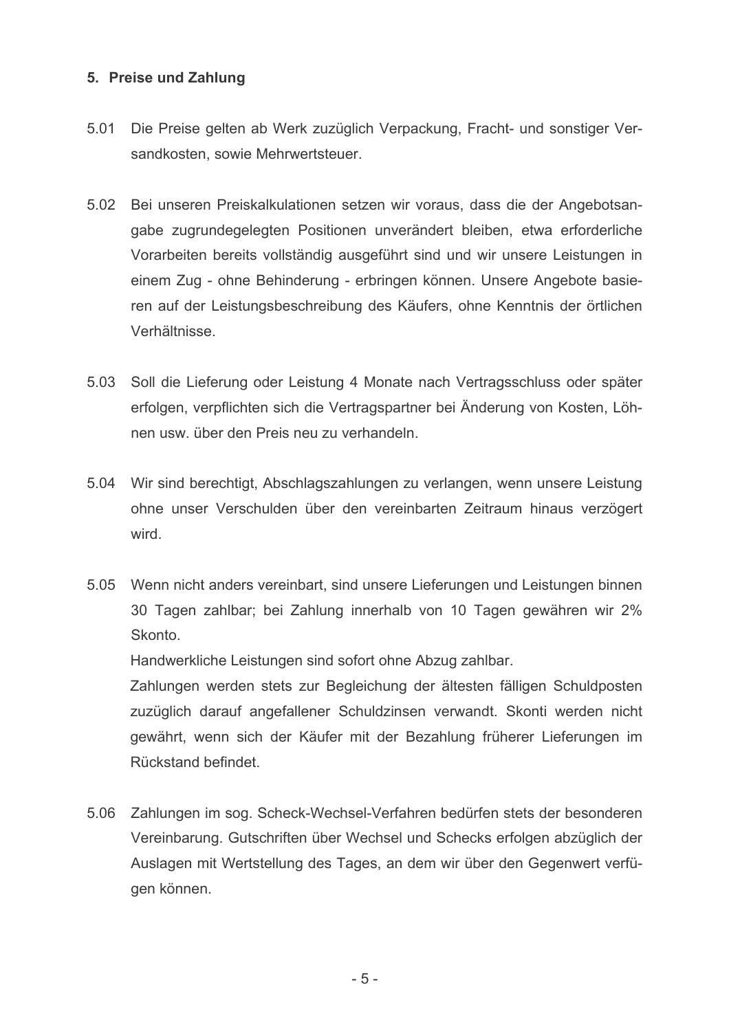## 5. Preise und Zahlung

5.01 Die Preise gelten ab Werk zuzüglich Verpackung, Fracht- und sonstiger Versandkosten, sowie Mehrwertsteuer.

5.02 Bei unseren Preiskalkulationen setzen wir voraus, dass die der Angebotsangabe zugrundegelegten Positionen unverändert bleiben, etwa erforderliche Vorarbeiten bereits vollständig ausgeführt sind und wir unsere Leistungen in einem Zug - ohne Behinderung - erbringen können. Unsere Angebote basieren auf der Leistungsbeschreibung des Käufers, ohne Kenntnis der örtlichen Verhältnisse.

5.03 Soll die Lieferung oder Leistung 4 Monate nach Vertragsschluss oder später erfolgen, verpflichten sich die Vertragspartner bei Änderung von Kosten, Löhnen usw. über den Preis neu zu verhandeln.

5.04 Wir sind berechtigt, Abschlagszahlungen zu verlangen, wenn unsere Leistung ohne unser Verschulden über den vereinbarten Zeitraum hinaus verzögert wird.

5.05 Wenn nicht anders vereinbart, sind unsere Lieferungen und Leistungen binnen 30 Tagen zahlbar; bei Zahlung innerhalb von 10 Tagen gewähren wir 2% Skonto.

Handwerkliche Leistungen sind sofort ohne Abzug zahlbar.

Zahlungen werden stets zur Begleichung der ältesten fälligen Schuldposten zuzüglich darauf angefallener Schuldzinsen verwandt. Skonti werden nicht gewährt, wenn sich der Käufer mit der Bezahlung früherer Lieferungen im Rückstand befindet.

5.06 Zahlungen im sog. Scheck-Wechsel-Verfahren bedürfen stets der besonderen Vereinbarung. Gutschriften über Wechsel und Schecks erfolgen abzüglich der Auslagen mit Wertstellung des Tages, an dem wir über den Gegenwert verfügen können.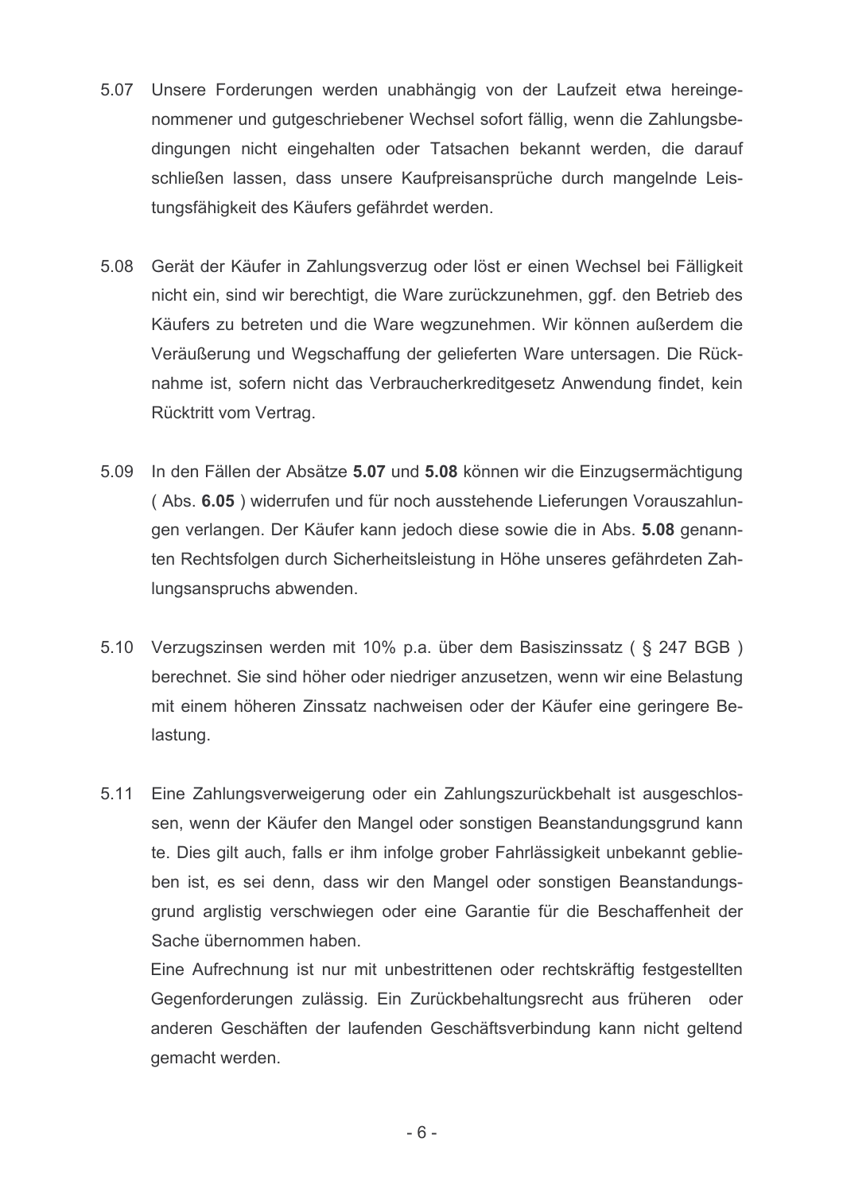5.07 Unsere Forderungen werden unabhängig von der Laufzeit etwa hereingenommener und gutgeschriebener Wechsel sofort fällig, wenn die Zahlungsbedingungen nicht eingehalten oder Tatsachen bekannt werden, die darauf schließen lassen, dass unsere Kaufpreisansprüche durch mangelnde Leistungsfähigkeit des Käufers gefährdet werden.

5.08 Gerät der Käufer in Zahlungsverzug oder löst er einen Wechsel bei Fälligkeit nicht ein, sind wir berechtigt, die Ware zurückzunehmen, ggf. den Betrieb des Käufers zu betreten und die Ware wegzunehmen. Wir können außerdem die Veräußerung und Wegschaffung der gelieferten Ware untersagen. Die Rücknahme ist, sofern nicht das Verbraucherkreditgesetz Anwendung findet, kein Rücktritt vom Vertrag.

5.09 In den Fällen der Absätze **5.07** und **5.08** können wir die Einzugsermächtigung ( Abs. **6.05** ) widerrufen und für noch ausstehende Lieferungen Vorauszahlungen verlangen. Der Käufer kann jedoch diese sowie die in Abs. **5.08** genannten Rechtsfolgen durch Sicherheitsleistung in Höhe unseres gefährdeten Zahlungsanspruchs abwenden.

5.10 Verzugszinsen werden mit 10% p.a. über dem Basiszinssatz ( § 247 BGB ) berechnet. Sie sind höher oder niedriger anzusetzen, wenn wir eine Belastung mit einem höheren Zinssatz nachweisen oder der Käufer eine geringere Belastung.

5.11 Eine Zahlungsverweigerung oder ein Zahlungszurückbehalt ist ausgeschlossen, wenn der Käufer den Mangel oder sonstigen Beanstandungsgrund kann te. Dies gilt auch, falls er ihm infolge grober Fahrlässigkeit unbekannt geblieben ist, es sei denn, dass wir den Mangel oder sonstigen Beanstandungsgrund arglistig verschwiegen oder eine Garantie für die Beschaffenheit der Sache übernommen haben.

Eine Aufrechnung ist nur mit unbestrittenen oder rechtskräftig festgestellten Gegenforderungen zulässig. Ein Zurückbehaltungsrecht aus früheren oder anderen Geschäften der laufenden Geschäftsverbindung kann nicht geltend gemacht werden.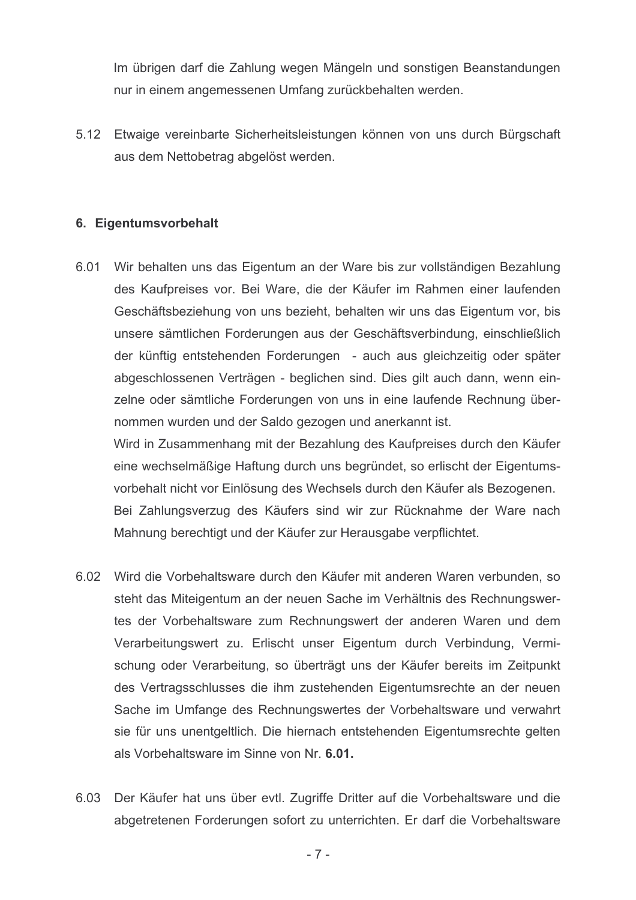Im übrigen darf die Zahlung wegen Mängeln und sonstigen Beanstandungen nur in einem angemessenen Umfang zurückbehalten werden.

5.12 Etwaige vereinbarte Sicherheitsleistungen können von uns durch Bürgschaft aus dem Nettobetrag abgelöst werden.

## 6. Eigentumsvorbehalt

6.01 Wir behalten uns das Eigentum an der Ware bis zur vollständigen Bezahlung des Kaufpreises vor. Bei Ware, die der Käufer im Rahmen einer laufenden Geschäftsbeziehung von uns bezieht, behalten wir uns das Eigentum vor, bis unsere sämtlichen Forderungen aus der Geschäftsverbindung, einschließlich der künftig entstehenden Forderungen - auch aus gleichzeitig oder später abgeschlossenen Verträgen - beglichen sind. Dies gilt auch dann, wenn einzelne oder sämtliche Forderungen von uns in eine laufende Rechnung übernommen wurden und der Saldo gezogen und anerkannt ist.
Wird in Zusammenhang mit der Bezahlung des Kaufpreises durch den Käufer eine wechselmäßige Haftung durch uns begründet, so erlischt der Eigentumsvorbehalt nicht vor Einlösung des Wechsels durch den Käufer als Bezogenen.
Bei Zahlungsverzug des Käufers sind wir zur Rücknahme der Ware nach Mahnung berechtigt und der Käufer zur Herausgabe verpflichtet.

6.02 Wird die Vorbehaltsware durch den Käufer mit anderen Waren verbunden, so steht das Miteigentum an der neuen Sache im Verhältnis des Rechnungswertes der Vorbehaltsware zum Rechnungswert der anderen Waren und dem Verarbeitungswert zu. Erlischt unser Eigentum durch Verbindung, Vermischung oder Verarbeitung, so überträgt uns der Käufer bereits im Zeitpunkt des Vertragsschlusses die ihm zustehenden Eigentumsrechte an der neuen Sache im Umfange des Rechnungswertes der Vorbehaltsware und verwahrt sie für uns unentgeltlich. Die hiernach entstehenden Eigentumsrechte gelten als Vorbehaltsware im Sinne von Nr. **6.01.**

6.03 Der Käufer hat uns über evtl. Zugriffe Dritter auf die Vorbehaltsware und die abgetretenen Forderungen sofort zu unterrichten. Er darf die Vorbehaltsware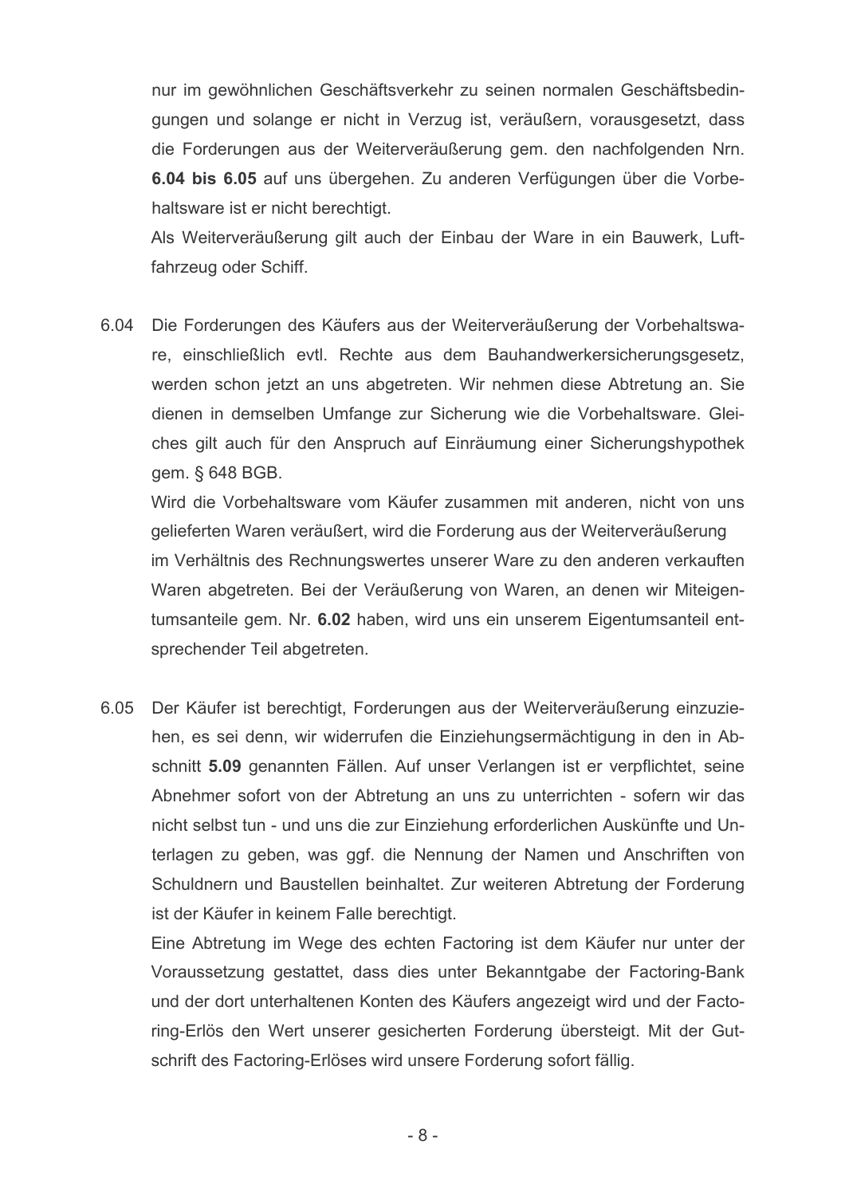nur im gewöhnlichen Geschäftsverkehr zu seinen normalen Geschäftsbedingungen und solange er nicht in Verzug ist, veräußern, vorausgesetzt, dass die Forderungen aus der Weiterveräußerung gem. den nachfolgenden Nrn. **6.04 bis 6.05** auf uns übergehen. Zu anderen Verfügungen über die Vorbehaltsware ist er nicht berechtigt.

Als Weiterveräußerung gilt auch der Einbau der Ware in ein Bauwerk, Luftfahrzeug oder Schiff.

6.04 Die Forderungen des Käufers aus der Weiterveräußerung der Vorbehaltsware, einschließlich evtl. Rechte aus dem Bauhandwerkersicherungsgesetz, werden schon jetzt an uns abgetreten. Wir nehmen diese Abtretung an. Sie dienen in demselben Umfange zur Sicherung wie die Vorbehaltsware. Gleiches gilt auch für den Anspruch auf Einräumung einer Sicherungshypothek gem. § 648 BGB.

Wird die Vorbehaltsware vom Käufer zusammen mit anderen, nicht von uns gelieferten Waren veräußert, wird die Forderung aus der Weiterveräußerung im Verhältnis des Rechnungswertes unserer Ware zu den anderen verkauften Waren abgetreten. Bei der Veräußerung von Waren, an denen wir Miteigentumsanteile gem. Nr. **6.02** haben, wird uns ein unserem Eigentumsanteil entsprechender Teil abgetreten.

6.05 Der Käufer ist berechtigt, Forderungen aus der Weiterveräußerung einzuziehen, es sei denn, wir widerrufen die Einziehungsermächtigung in den in Abschnitt **5.09** genannten Fällen. Auf unser Verlangen ist er verpflichtet, seine Abnehmer sofort von der Abtretung an uns zu unterrichten - sofern wir das nicht selbst tun - und uns die zur Einziehung erforderlichen Auskünfte und Unterlagen zu geben, was ggf. die Nennung der Namen und Anschriften von Schuldnern und Baustellen beinhaltet. Zur weiteren Abtretung der Forderung ist der Käufer in keinem Falle berechtigt.

Eine Abtretung im Wege des echten Factoring ist dem Käufer nur unter der Voraussetzung gestattet, dass dies unter Bekanntgabe der Factoring-Bank und der dort unterhaltenen Konten des Käufers angezeigt wird und der Factoring-Erlös den Wert unserer gesicherten Forderung übersteigt. Mit der Gutschrift des Factoring-Erlöses wird unsere Forderung sofort fällig.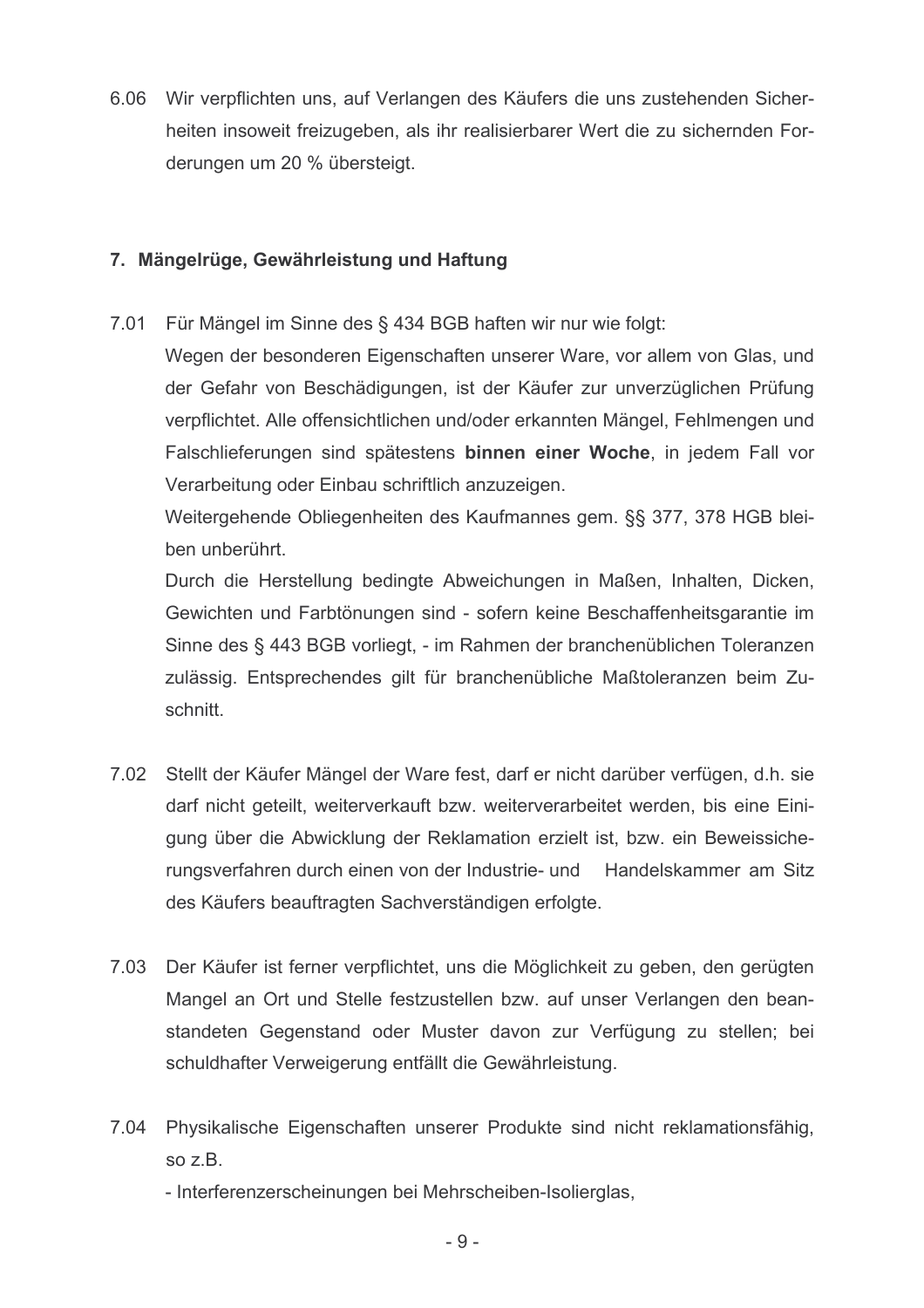6.06 Wir verpflichten uns, auf Verlangen des Käufers die uns zustehenden Sicherheiten insoweit freizugeben, als ihr realisierbarer Wert die zu sichernden Forderungen um 20 % übersteigt.

## 7. Mängelrüge, Gewährleistung und Haftung

7.01 Für Mängel im Sinne des § 434 BGB haften wir nur wie folgt:

Wegen der besonderen Eigenschaften unserer Ware, vor allem von Glas, und der Gefahr von Beschädigungen, ist der Käufer zur unverzüglichen Prüfung verpflichtet. Alle offensichtlichen und/oder erkannten Mängel, Fehlmengen und Falschlieferungen sind spätestens **binnen einer Woche**, in jedem Fall vor Verarbeitung oder Einbau schriftlich anzuzeigen.

Weitergehende Obliegenheiten des Kaufmannes gem. §§ 377, 378 HGB bleiben unberührt.

Durch die Herstellung bedingte Abweichungen in Maßen, Inhalten, Dicken, Gewichten und Farbtönungen sind - sofern keine Beschaffenheitsgarantie im Sinne des § 443 BGB vorliegt, - im Rahmen der branchenüblichen Toleranzen zulässig. Entsprechendes gilt für branchenübliche Maßtoleranzen beim Zuschnitt.

7.02 Stellt der Käufer Mängel der Ware fest, darf er nicht darüber verfügen, d.h. sie darf nicht geteilt, weiterverkauft bzw. weiterverarbeitet werden, bis eine Einigung über die Abwicklung der Reklamation erzielt ist, bzw. ein Beweissicherungsverfahren durch einen von der Industrie- und Handelskammer am Sitz des Käufers beauftragten Sachverständigen erfolgte.

7.03 Der Käufer ist ferner verpflichtet, uns die Möglichkeit zu geben, den gerügten Mangel an Ort und Stelle festzustellen bzw. auf unser Verlangen den beanstandeten Gegenstand oder Muster davon zur Verfügung zu stellen; bei schuldhafter Verweigerung entfällt die Gewährleistung.

7.04 Physikalische Eigenschaften unserer Produkte sind nicht reklamationsfähig, so z.B.

- Interferenzerscheinungen bei Mehrscheiben-Isolierglas,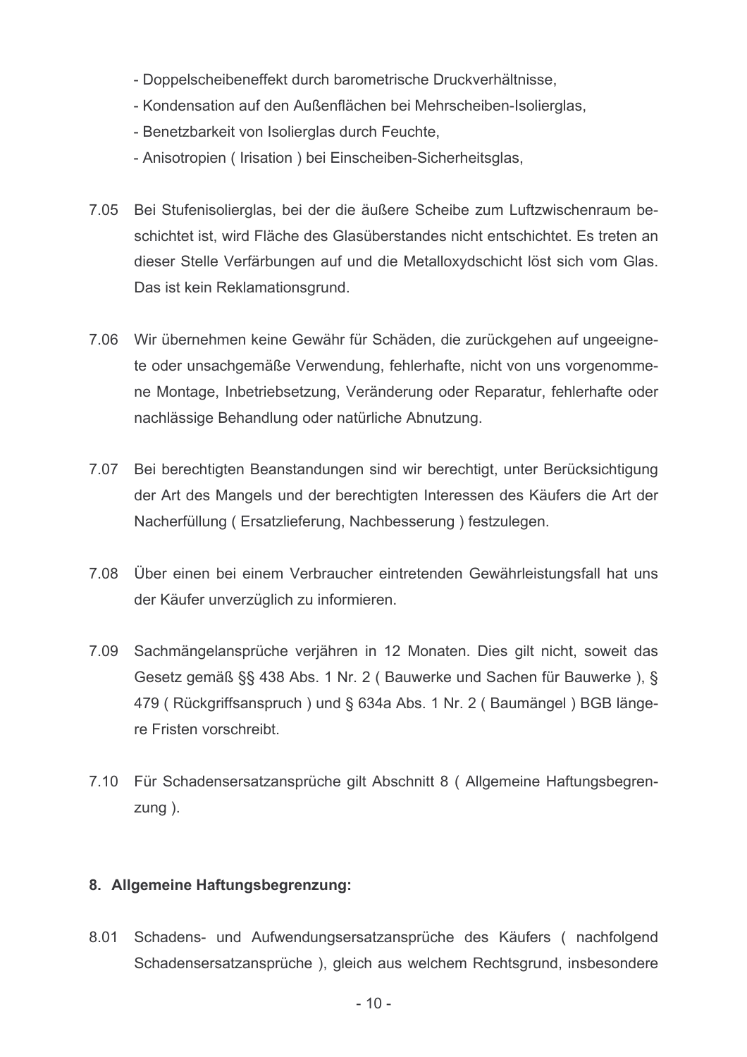- Doppelscheibeneffekt durch barometrische Druckverhältnisse,
- Kondensation auf den Außenflächen bei Mehrscheiben-Isolierglas,
- Benetzbarkeit von Isolierglas durch Feuchte,
- Anisotropien ( Irisation ) bei Einscheiben-Sicherheitsglas,

7.05 Bei Stufenisolierglas, bei der die äußere Scheibe zum Luftzwischenraum beschichtet ist, wird Fläche des Glasüberstandes nicht entschichtet. Es treten an dieser Stelle Verfärbungen auf und die Metalloxydschicht löst sich vom Glas. Das ist kein Reklamationsgrund.

7.06 Wir übernehmen keine Gewähr für Schäden, die zurückgehen auf ungeeignete oder unsachgemäße Verwendung, fehlerhafte, nicht von uns vorgenommene Montage, Inbetriebsetzung, Veränderung oder Reparatur, fehlerhafte oder nachlässige Behandlung oder natürliche Abnutzung.

7.07 Bei berechtigten Beanstandungen sind wir berechtigt, unter Berücksichtigung der Art des Mangels und der berechtigten Interessen des Käufers die Art der Nacherfüllung ( Ersatzlieferung, Nachbesserung ) festzulegen.

7.08 Über einen bei einem Verbraucher eintretenden Gewährleistungsfall hat uns der Käufer unverzüglich zu informieren.

7.09 Sachmängelansprüche verjähren in 12 Monaten. Dies gilt nicht, soweit das Gesetz gemäß §§ 438 Abs. 1 Nr. 2 ( Bauwerke und Sachen für Bauwerke ), § 479 ( Rückgriffsanspruch ) und § 634a Abs. 1 Nr. 2 ( Baumängel ) BGB längere Fristen vorschreibt.

7.10 Für Schadensersatzansprüche gilt Abschnitt 8 ( Allgemeine Haftungsbegrenzung ).

**8. Allgemeine Haftungsbegrenzung:**

8.01 Schadens- und Aufwendungsersatzansprüche des Käufers ( nachfolgend Schadensersatzansprüche ), gleich aus welchem Rechtsgrund, insbesondere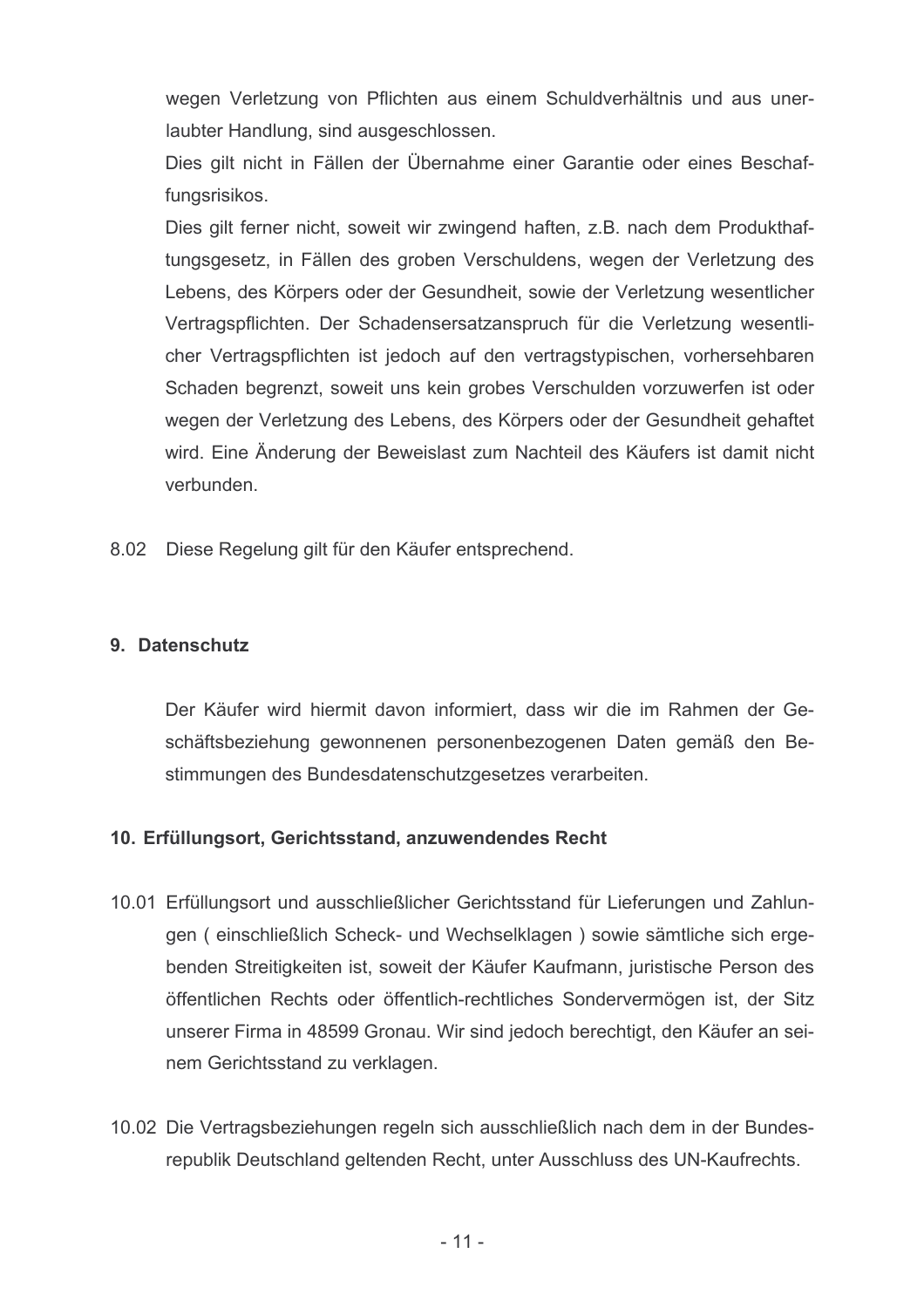wegen Verletzung von Pflichten aus einem Schuldverhältnis und aus unerlaubter Handlung, sind ausgeschlossen.

Dies gilt nicht in Fällen der Übernahme einer Garantie oder eines Beschaffungsrisikos.

Dies gilt ferner nicht, soweit wir zwingend haften, z.B. nach dem Produkthaftungsgesetz, in Fällen des groben Verschuldens, wegen der Verletzung des Lebens, des Körpers oder der Gesundheit, sowie der Verletzung wesentlicher Vertragspflichten. Der Schadensersatzanspruch für die Verletzung wesentlicher Vertragspflichten ist jedoch auf den vertragstypischen, vorhersehbaren Schaden begrenzt, soweit uns kein grobes Verschulden vorzuwerfen ist oder wegen der Verletzung des Lebens, des Körpers oder der Gesundheit gehaftet wird. Eine Änderung der Beweislast zum Nachteil des Käufers ist damit nicht verbunden.

8.02 Diese Regelung gilt für den Käufer entsprechend.

## 9. Datenschutz

Der Käufer wird hiermit davon informiert, dass wir die im Rahmen der Geschäftsbeziehung gewonnenen personenbezogenen Daten gemäß den Bestimmungen des Bundesdatenschutzgesetzes verarbeiten.

## 10. Erfüllungsort, Gerichtsstand, anzuwendendes Recht

10.01 Erfüllungsort und ausschließlicher Gerichtsstand für Lieferungen und Zahlungen ( einschließlich Scheck- und Wechselklagen ) sowie sämtliche sich ergebenden Streitigkeiten ist, soweit der Käufer Kaufmann, juristische Person des öffentlichen Rechts oder öffentlich-rechtliches Sondervermögen ist, der Sitz unserer Firma in 48599 Gronau. Wir sind jedoch berechtigt, den Käufer an seinem Gerichtsstand zu verklagen.

10.02 Die Vertragsbeziehungen regeln sich ausschließlich nach dem in der Bundesrepublik Deutschland geltenden Recht, unter Ausschluss des UN-Kaufrechts.